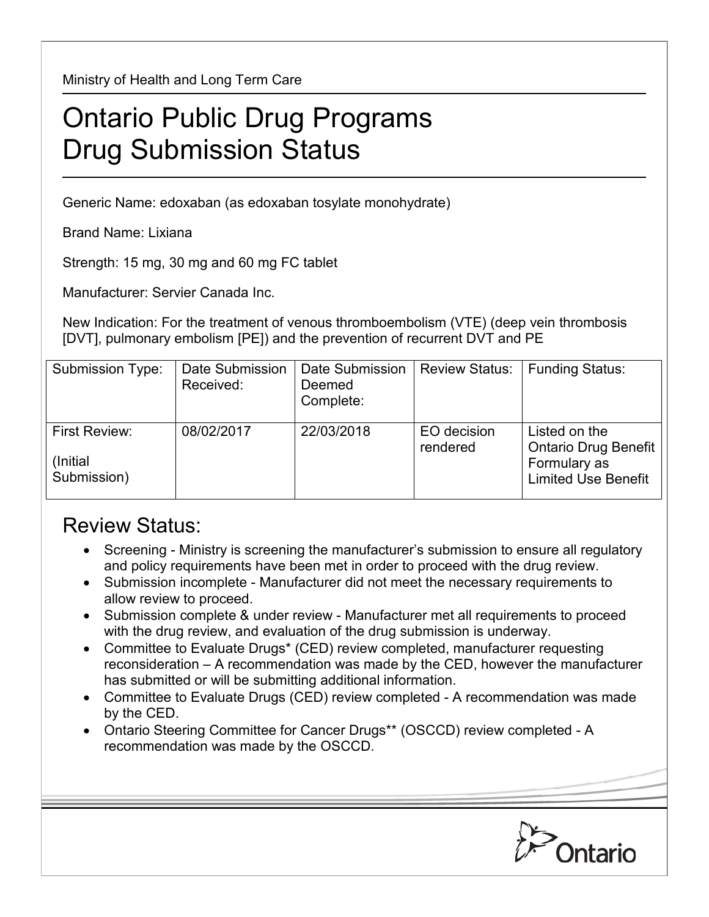Ministry of Health and Long Term Care

# Ontario Public Drug Programs Drug Submission Status

Generic Name: edoxaban (as edoxaban tosylate monohydrate)

Brand Name: Lixiana

Strength: 15 mg, 30 mg and 60 mg FC tablet

Manufacturer: Servier Canada Inc.

New Indication: For the treatment of venous thromboembolism (VTE) (deep vein thrombosis [DVT], pulmonary embolism [PE]) and the prevention of recurrent DVT and PE

| Submission Type: | Date Submission Received: | Date Submission Deemed Complete: | Review Status: | Funding Status: |
|---|---|---|---|---|
| First Review: (Initial Submission) | 08/02/2017 | 22/03/2018 | EO decision rendered | Listed on the Ontario Drug Benefit Formulary as Limited Use Benefit |

## Review Status:

- Screening - Ministry is screening the manufacturer's submission to ensure all regulatory and policy requirements have been met in order to proceed with the drug review.
- Submission incomplete - Manufacturer did not meet the necessary requirements to allow review to proceed.
- Submission complete & under review - Manufacturer met all requirements to proceed with the drug review, and evaluation of the drug submission is underway.
- Committee to Evaluate Drugs* (CED) review completed, manufacturer requesting reconsideration – A recommendation was made by the CED, however the manufacturer has submitted or will be submitting additional information.
- Committee to Evaluate Drugs (CED) review completed - A recommendation was made by the CED.
- Ontario Steering Committee for Cancer Drugs** (OSCCD) review completed - A recommendation was made by the OSCCD.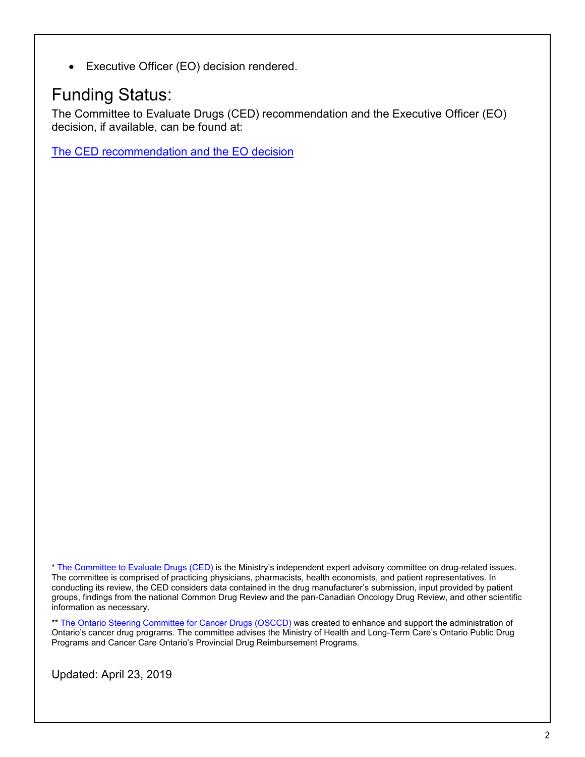- Executive Officer (EO) decision rendered.

## Funding Status:

The Committee to Evaluate Drugs (CED) recommendation and the Executive Officer (EO) decision, if available, can be found at:

The CED recommendation and the EO decision

* The Committee to Evaluate Drugs (CED) is the Ministry's independent expert advisory committee on drug-related issues. The committee is comprised of practicing physicians, pharmacists, health economists, and patient representatives. In conducting its review, the CED considers data contained in the drug manufacturer's submission, input provided by patient groups, findings from the national Common Drug Review and the pan-Canadian Oncology Drug Review, and other scientific information as necessary.

** The Ontario Steering Committee for Cancer Drugs (OSCCD) was created to enhance and support the administration of Ontario's cancer drug programs. The committee advises the Ministry of Health and Long-Term Care's Ontario Public Drug Programs and Cancer Care Ontario's Provincial Drug Reimbursement Programs.

Updated: April 23, 2019